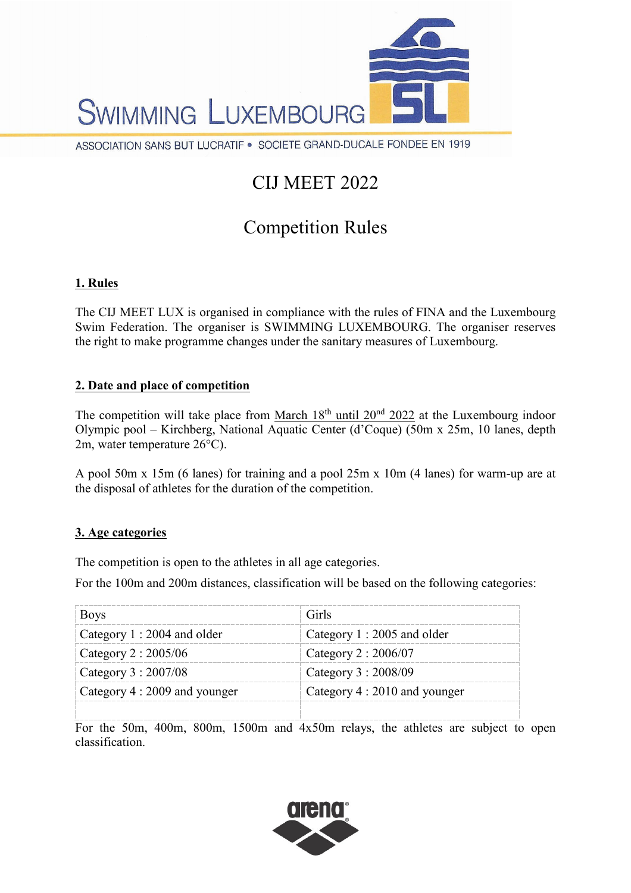SWIMMING LUXEMBOURG

ASSOCIATION SANS BUT LUCRATIF • SOCIETE GRAND-DUCALE FONDEE EN 1919

# CIJ MEET 2022

# Competition Rules

## 1. Rules

The CIJ MEET LUX is organised in compliance with the rules of FINA and the Luxembourg Swim Federation. The organiser is SWIMMING LUXEMBOURG. The organiser reserves the right to make programme changes under the sanitary measures of Luxembourg.

## 2. Date and place of competition

The competition will take place from March 18th until 20nd 2022 at the Luxembourg indoor Olympic pool – Kirchberg, National Aquatic Center (d'Coque) (50m x 25m, 10 lanes, depth 2m, water temperature 26°C).

A pool 50m x 15m (6 lanes) for training and a pool 25m x 10m (4 lanes) for warm-up are at the disposal of athletes for the duration of the competition.

## 3. Age categories

The competition is open to the athletes in all age categories.

For the 100m and 200m distances, classification will be based on the following categories:

| Boys | Girls |
|---|---|
| Category 1 : 2004 and older | Category 1 : 2005 and older |
| Category 2 : 2005/06 | Category 2 : 2006/07 |
| Category 3 : 2007/08 | Category 3 : 2008/09 |
| Category 4 : 2009 and younger | Category 4 : 2010 and younger |
| | |

For the 50m, 400m, 800m, 1500m and 4x50m relays, the athletes are subject to open classification.

arena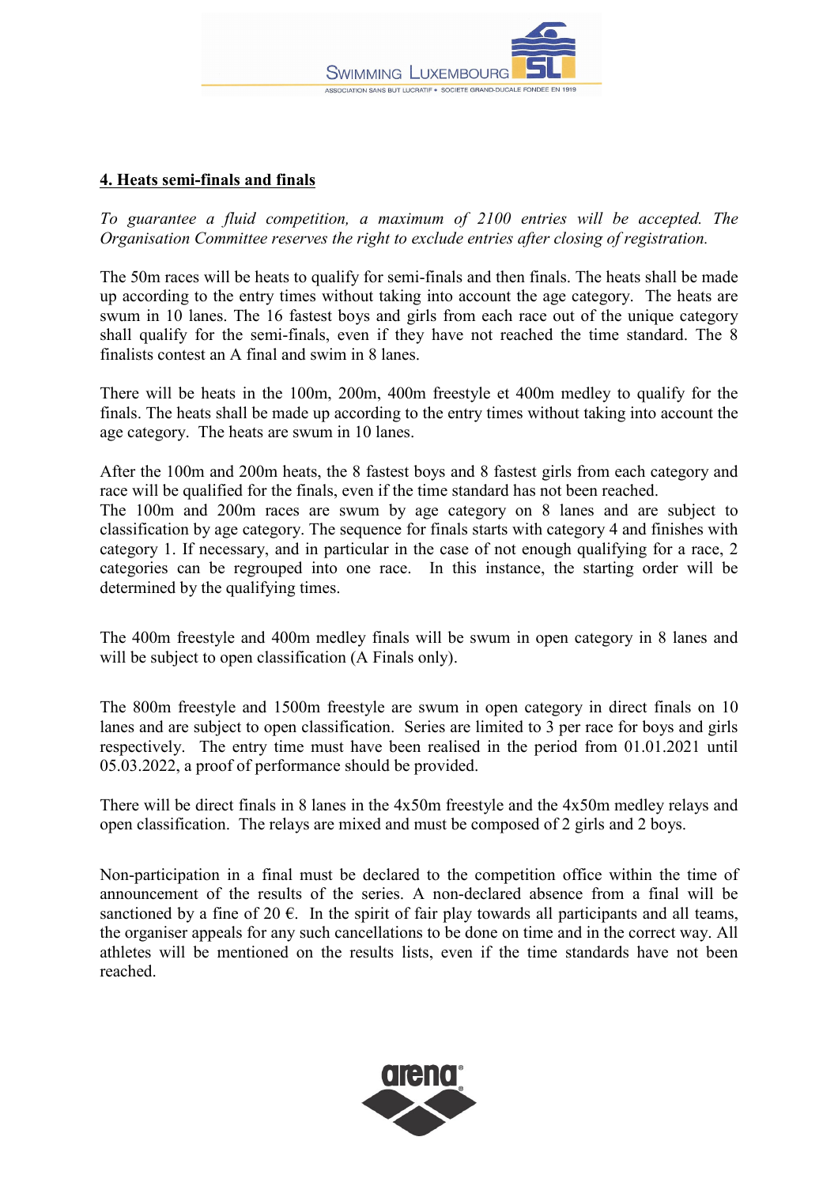## 4. Heats semi-finals and finals

*To guarantee a fluid competition, a maximum of 2100 entries will be accepted. The Organisation Committee reserves the right to exclude entries after closing of registration.*

The 50m races will be heats to qualify for semi-finals and then finals. The heats shall be made up according to the entry times without taking into account the age category. The heats are swum in 10 lanes. The 16 fastest boys and girls from each race out of the unique category shall qualify for the semi-finals, even if they have not reached the time standard. The 8 finalists contest an A final and swim in 8 lanes.

There will be heats in the 100m, 200m, 400m freestyle et 400m medley to qualify for the finals. The heats shall be made up according to the entry times without taking into account the age category. The heats are swum in 10 lanes.

After the 100m and 200m heats, the 8 fastest boys and 8 fastest girls from each category and race will be qualified for the finals, even if the time standard has not been reached.
The 100m and 200m races are swum by age category on 8 lanes and are subject to classification by age category. The sequence for finals starts with category 4 and finishes with category 1. If necessary, and in particular in the case of not enough qualifying for a race, 2 categories can be regrouped into one race. In this instance, the starting order will be determined by the qualifying times.

The 400m freestyle and 400m medley finals will be swum in open category in 8 lanes and will be subject to open classification (A Finals only).

The 800m freestyle and 1500m freestyle are swum in open category in direct finals on 10 lanes and are subject to open classification. Series are limited to 3 per race for boys and girls respectively. The entry time must have been realised in the period from 01.01.2021 until 05.03.2022, a proof of performance should be provided.

There will be direct finals in 8 lanes in the 4x50m freestyle and the 4x50m medley relays and open classification. The relays are mixed and must be composed of 2 girls and 2 boys.

Non-participation in a final must be declared to the competition office within the time of announcement of the results of the series. A non-declared absence from a final will be sanctioned by a fine of 20 €. In the spirit of fair play towards all participants and all teams, the organiser appeals for any such cancellations to be done on time and in the correct way. All athletes will be mentioned on the results lists, even if the time standards have not been reached.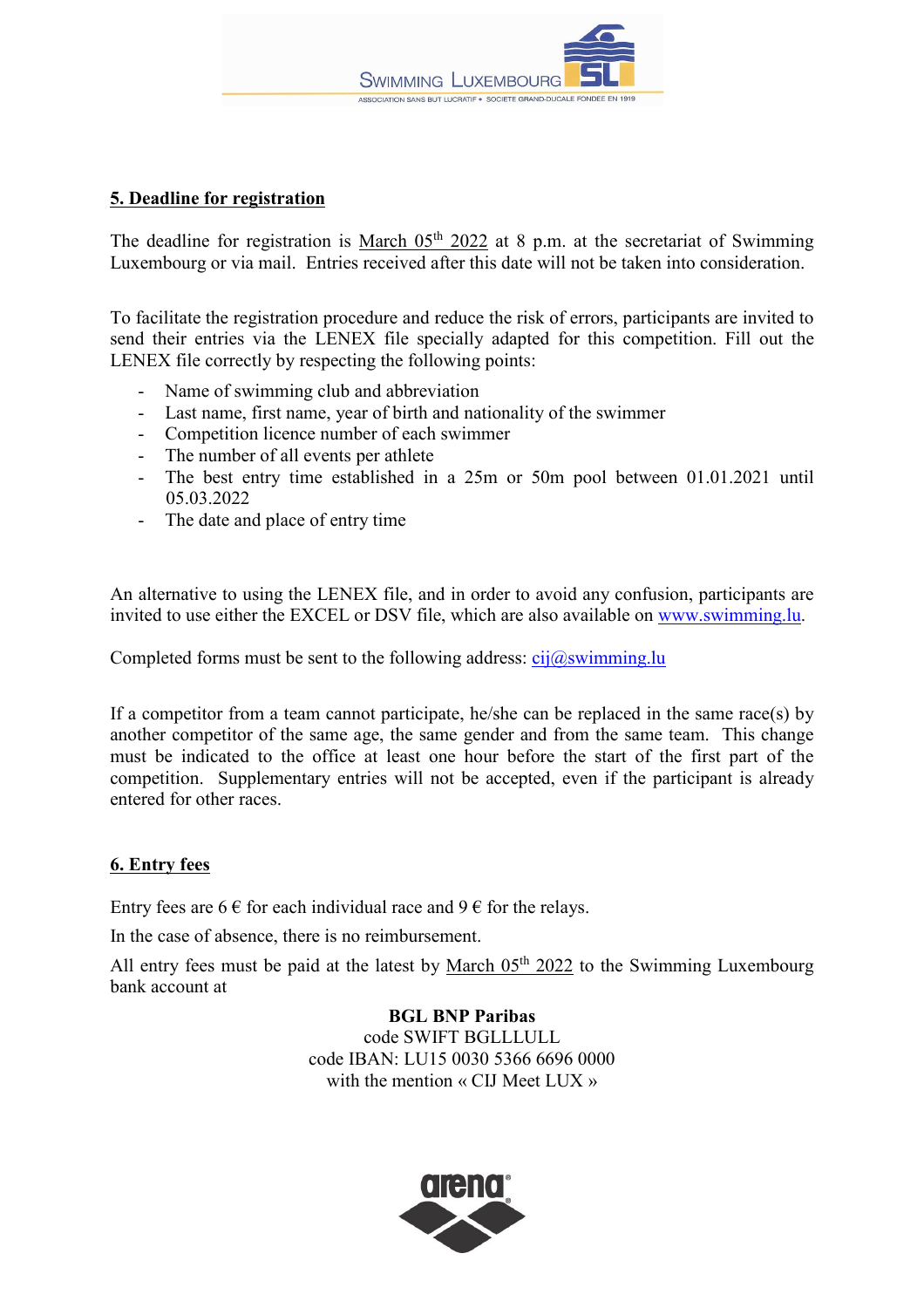## 5. Deadline for registration

The deadline for registration is March 05th 2022 at 8 p.m. at the secretariat of Swimming Luxembourg or via mail. Entries received after this date will not be taken into consideration.

To facilitate the registration procedure and reduce the risk of errors, participants are invited to send their entries via the LENEX file specially adapted for this competition. Fill out the LENEX file correctly by respecting the following points:

- Name of swimming club and abbreviation
- Last name, first name, year of birth and nationality of the swimmer
- Competition licence number of each swimmer
- The number of all events per athlete
- The best entry time established in a 25m or 50m pool between 01.01.2021 until 05.03.2022
- The date and place of entry time

An alternative to using the LENEX file, and in order to avoid any confusion, participants are invited to use either the EXCEL or DSV file, which are also available on www.swimming.lu.

Completed forms must be sent to the following address: cij@swimming.lu

If a competitor from a team cannot participate, he/she can be replaced in the same race(s) by another competitor of the same age, the same gender and from the same team. This change must be indicated to the office at least one hour before the start of the first part of the competition. Supplementary entries will not be accepted, even if the participant is already entered for other races.

## 6. Entry fees

Entry fees are 6 € for each individual race and 9 € for the relays.

In the case of absence, there is no reimbursement.

All entry fees must be paid at the latest by March 05th 2022 to the Swimming Luxembourg bank account at

**BGL BNP Paribas**
code SWIFT BGLLLULL
code IBAN: LU15 0030 5366 6696 0000
with the mention « CIJ Meet LUX »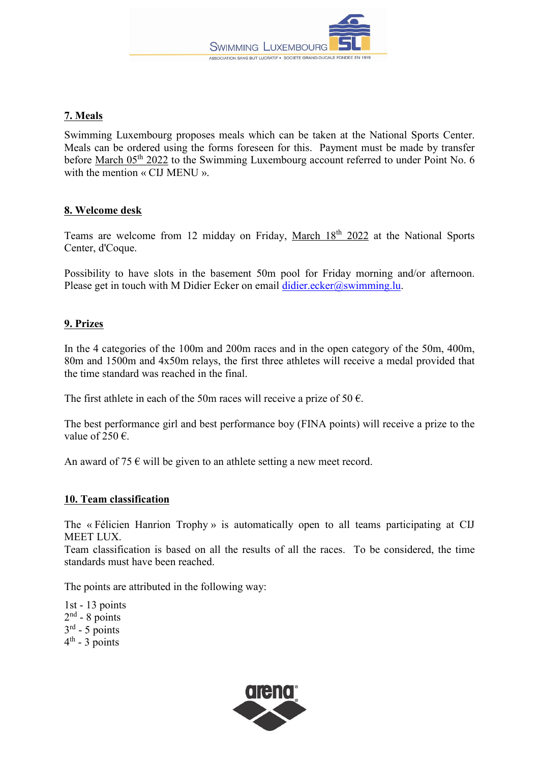## 7. Meals

Swimming Luxembourg proposes meals which can be taken at the National Sports Center. Meals can be ordered using the forms foreseen for this. Payment must be made by transfer before March 05th 2022 to the Swimming Luxembourg account referred to under Point No. 6 with the mention « CIJ MENU ».

## 8. Welcome desk

Teams are welcome from 12 midday on Friday, March 18th 2022 at the National Sports Center, d'Coque.

Possibility to have slots in the basement 50m pool for Friday morning and/or afternoon. Please get in touch with M Didier Ecker on email didier.ecker@swimming.lu.

## 9. Prizes

In the 4 categories of the 100m and 200m races and in the open category of the 50m, 400m, 80m and 1500m and 4x50m relays, the first three athletes will receive a medal provided that the time standard was reached in the final.

The first athlete in each of the 50m races will receive a prize of 50 €.

The best performance girl and best performance boy (FINA points) will receive a prize to the value of 250 €.

An award of 75 € will be given to an athlete setting a new meet record.

## 10. Team classification

The « Félicien Hanrion Trophy » is automatically open to all teams participating at CIJ MEET LUX.
Team classification is based on all the results of all the races. To be considered, the time standards must have been reached.

The points are attributed in the following way:

1st - 13 points
2nd - 8 points
3rd - 5 points
4th - 3 points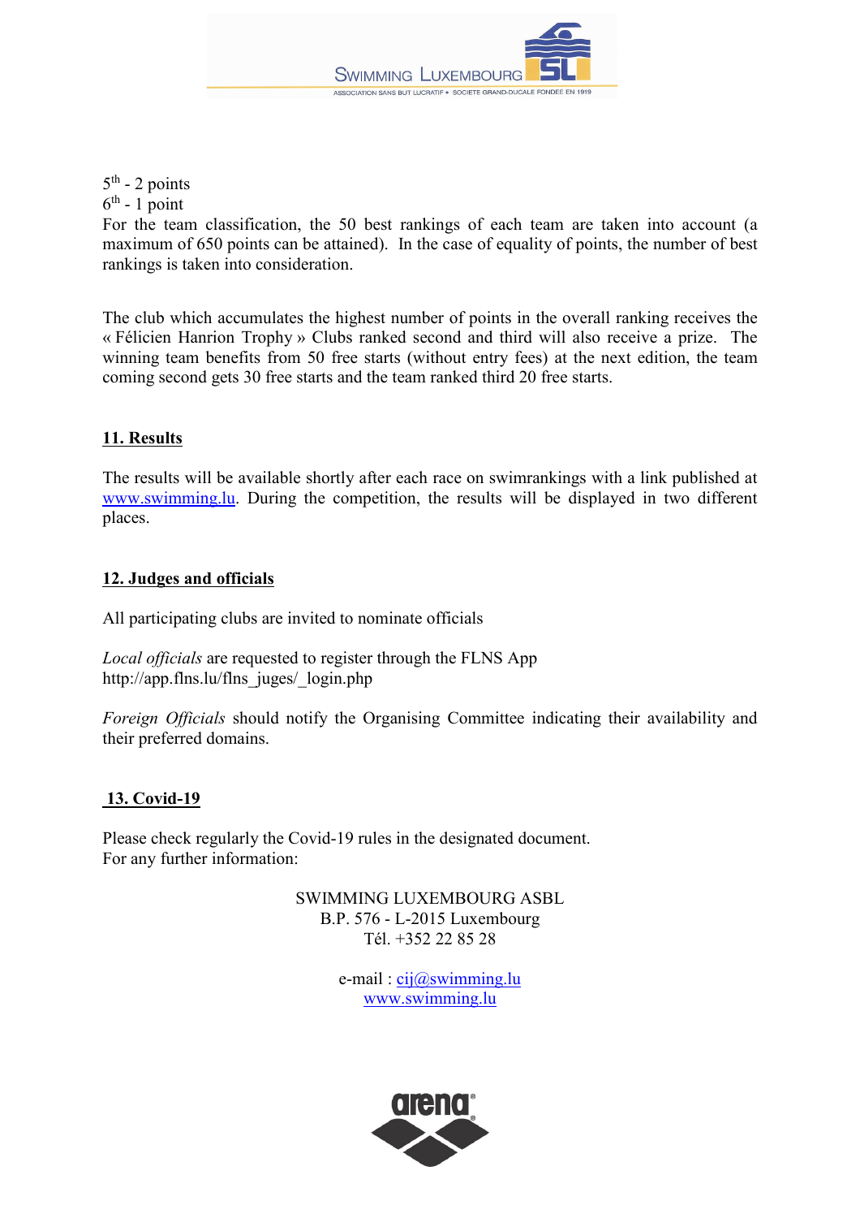5[th] - 2 points
6[th] - 1 point
For the team classification, the 50 best rankings of each team are taken into account (a maximum of 650 points can be attained). In the case of equality of points, the number of best rankings is taken into consideration.

The club which accumulates the highest number of points in the overall ranking receives the « Félicien Hanrion Trophy » Clubs ranked second and third will also receive a prize. The winning team benefits from 50 free starts (without entry fees) at the next edition, the team coming second gets 30 free starts and the team ranked third 20 free starts.

## 11. Results

The results will be available shortly after each race on swimrankings with a link published at www.swimming.lu. During the competition, the results will be displayed in two different places.

## 12. Judges and officials

All participating clubs are invited to nominate officials

*Local officials* are requested to register through the FLNS App
http://app.flns.lu/flns_juges/_login.php

*Foreign Officials* should notify the Organising Committee indicating their availability and their preferred domains.

## 13. Covid-19

Please check regularly the Covid-19 rules in the designated document.
For any further information:

SWIMMING LUXEMBOURG ASBL
B.P. 576 - L-2015 Luxembourg
Tél. +352 22 85 28

e-mail : cij@swimming.lu
www.swimming.lu